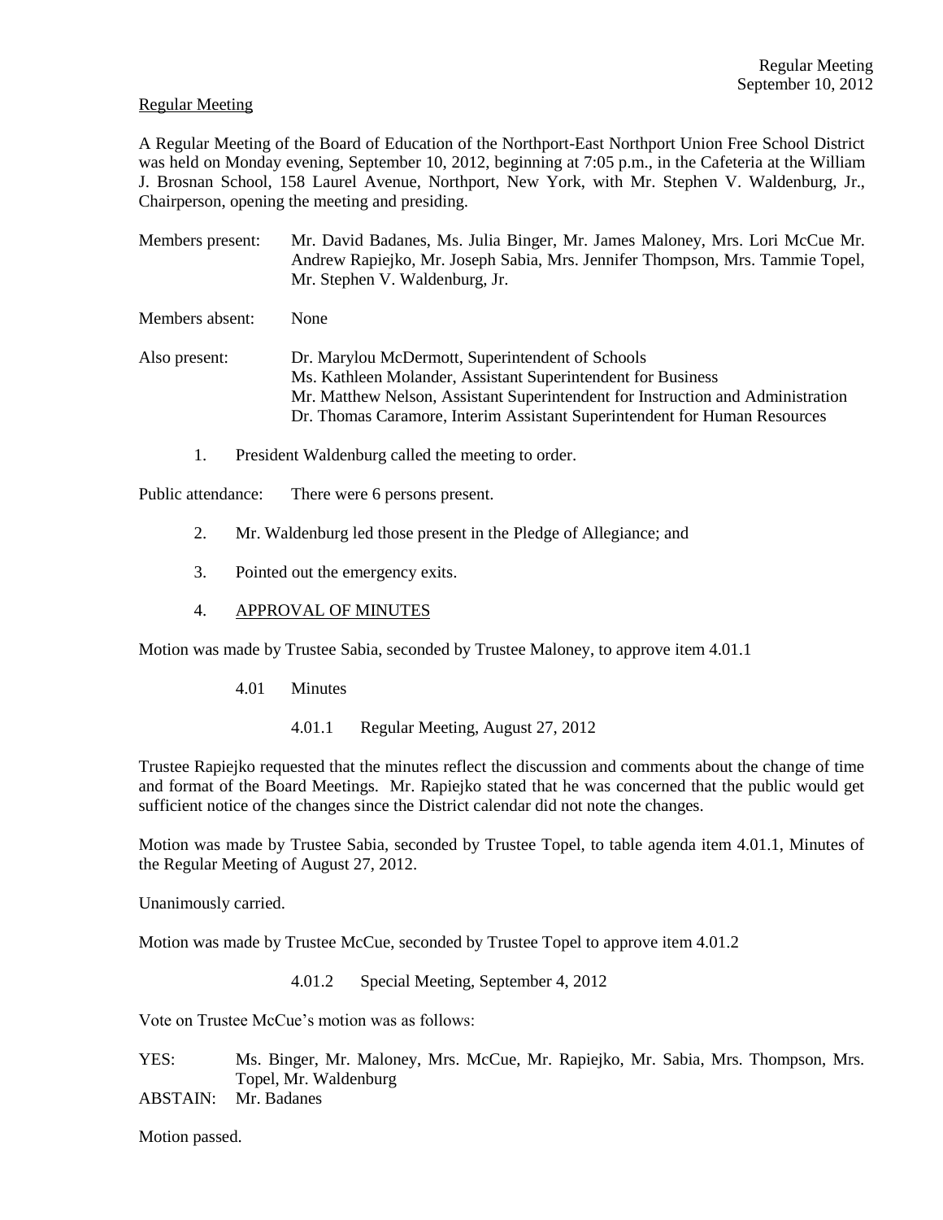Regular Meeting

A Regular Meeting of the Board of Education of the Northport-East Northport Union Free School District was held on Monday evening, September 10, 2012, beginning at 7:05 p.m., in the Cafeteria at the William J. Brosnan School, 158 Laurel Avenue, Northport, New York, with Mr. Stephen V. Waldenburg, Jr., Chairperson, opening the meeting and presiding.

Members present: Mr. David Badanes, Ms. Julia Binger, Mr. James Maloney, Mrs. Lori McCue Mr. Andrew Rapiejko, Mr. Joseph Sabia, Mrs. Jennifer Thompson, Mrs. Tammie Topel, Mr. Stephen V. Waldenburg, Jr.

Members absent: None

Also present: Dr. Marylou McDermott, Superintendent of Schools
Ms. Kathleen Molander, Assistant Superintendent for Business
Mr. Matthew Nelson, Assistant Superintendent for Instruction and Administration
Dr. Thomas Caramore, Interim Assistant Superintendent for Human Resources

1. President Waldenburg called the meeting to order.

Public attendance: There were 6 persons present.

2. Mr. Waldenburg led those present in the Pledge of Allegiance; and

3. Pointed out the emergency exits.

4. APPROVAL OF MINUTES

Motion was made by Trustee Sabia, seconded by Trustee Maloney, to approve item 4.01.1

4.01 Minutes

4.01.1 Regular Meeting, August 27, 2012

Trustee Rapiejko requested that the minutes reflect the discussion and comments about the change of time and format of the Board Meetings. Mr. Rapiejko stated that he was concerned that the public would get sufficient notice of the changes since the District calendar did not note the changes.

Motion was made by Trustee Sabia, seconded by Trustee Topel, to table agenda item 4.01.1, Minutes of the Regular Meeting of August 27, 2012.

Unanimously carried.

Motion was made by Trustee McCue, seconded by Trustee Topel to approve item 4.01.2

4.01.2 Special Meeting, September 4, 2012

Vote on Trustee McCue's motion was as follows:

YES: Ms. Binger, Mr. Maloney, Mrs. McCue, Mr. Rapiejko, Mr. Sabia, Mrs. Thompson, Mrs. Topel, Mr. Waldenburg

ABSTAIN: Mr. Badanes

Motion passed.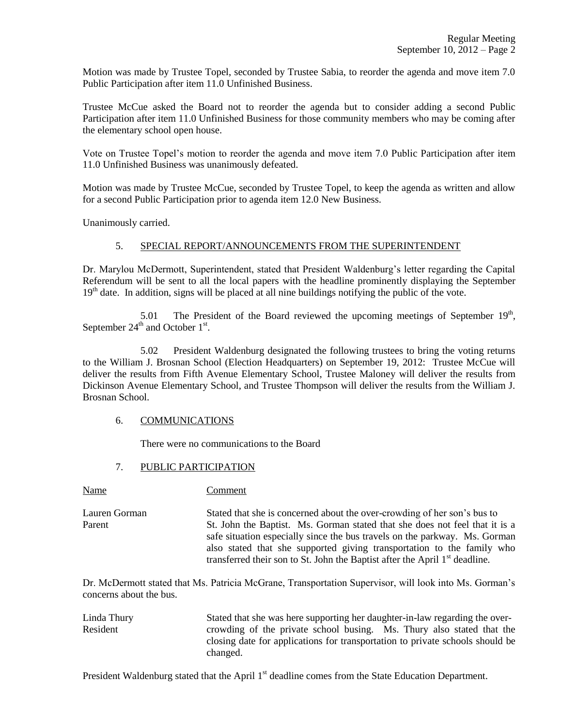Motion was made by Trustee Topel, seconded by Trustee Sabia, to reorder the agenda and move item 7.0 Public Participation after item 11.0 Unfinished Business.

Trustee McCue asked the Board not to reorder the agenda but to consider adding a second Public Participation after item 11.0 Unfinished Business for those community members who may be coming after the elementary school open house.

Vote on Trustee Topel's motion to reorder the agenda and move item 7.0 Public Participation after item 11.0 Unfinished Business was unanimously defeated.

Motion was made by Trustee McCue, seconded by Trustee Topel, to keep the agenda as written and allow for a second Public Participation prior to agenda item 12.0 New Business.

Unanimously carried.

## 5. SPECIAL REPORT/ANNOUNCEMENTS FROM THE SUPERINTENDENT

Dr. Marylou McDermott, Superintendent, stated that President Waldenburg's letter regarding the Capital Referendum will be sent to all the local papers with the headline prominently displaying the September 19th date. In addition, signs will be placed at all nine buildings notifying the public of the vote.

5.01 The President of the Board reviewed the upcoming meetings of September 19th, September 24th and October 1st.

5.02 President Waldenburg designated the following trustees to bring the voting returns to the William J. Brosnan School (Election Headquarters) on September 19, 2012: Trustee McCue will deliver the results from Fifth Avenue Elementary School, Trustee Maloney will deliver the results from Dickinson Avenue Elementary School, and Trustee Thompson will deliver the results from the William J. Brosnan School.

## 6. COMMUNICATIONS

There were no communications to the Board

## 7. PUBLIC PARTICIPATION

| Name | Comment |
|---|---|
| Lauren Gorman<br>Parent | Stated that she is concerned about the over-crowding of her son's bus to St. John the Baptist. Ms. Gorman stated that she does not feel that it is a safe situation especially since the bus travels on the parkway. Ms. Gorman also stated that she supported giving transportation to the family who transferred their son to St. John the Baptist after the April 1st deadline. |

Dr. McDermott stated that Ms. Patricia McGrane, Transportation Supervisor, will look into Ms. Gorman's concerns about the bus.

| Name | Comment |
|---|---|
| Linda Thury<br>Resident | Stated that she was here supporting her daughter-in-law regarding the over-crowding of the private school busing. Ms. Thury also stated that the closing date for applications for transportation to private schools should be changed. |

President Waldenburg stated that the April 1st deadline comes from the State Education Department.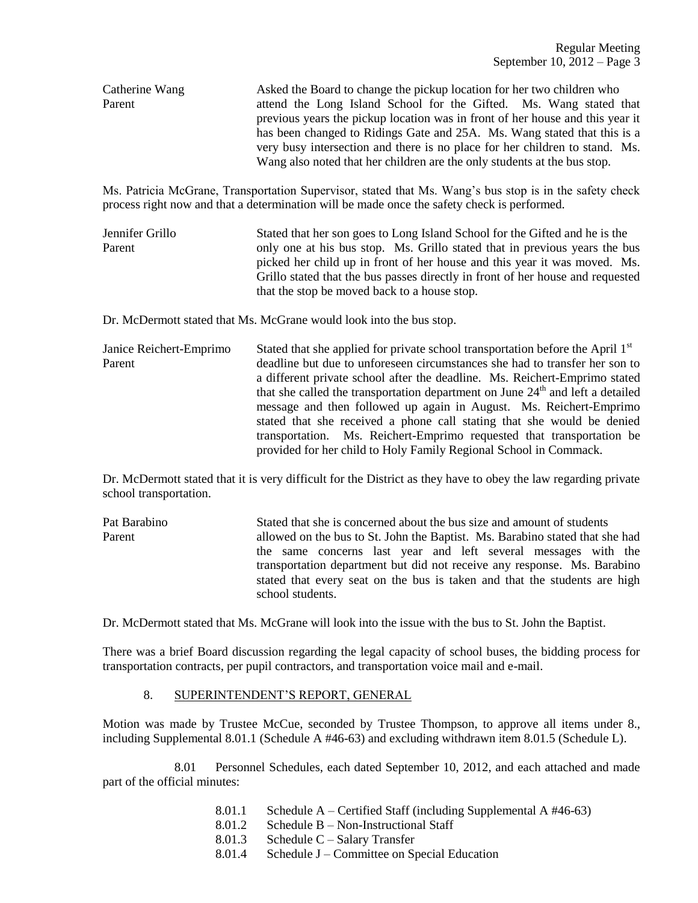Catherine Wang
Parent

Asked the Board to change the pickup location for her two children who attend the Long Island School for the Gifted. Ms. Wang stated that previous years the pickup location was in front of her house and this year it has been changed to Ridings Gate and 25A. Ms. Wang stated that this is a very busy intersection and there is no place for her children to stand. Ms. Wang also noted that her children are the only students at the bus stop.

Ms. Patricia McGrane, Transportation Supervisor, stated that Ms. Wang's bus stop is in the safety check process right now and that a determination will be made once the safety check is performed.

Jennifer Grillo
Parent

Stated that her son goes to Long Island School for the Gifted and he is the only one at his bus stop. Ms. Grillo stated that in previous years the bus picked her child up in front of her house and this year it was moved. Ms. Grillo stated that the bus passes directly in front of her house and requested that the stop be moved back to a house stop.

Dr. McDermott stated that Ms. McGrane would look into the bus stop.

Janice Reichert-Emprimo
Parent

Stated that she applied for private school transportation before the April 1st deadline but due to unforeseen circumstances she had to transfer her son to a different private school after the deadline. Ms. Reichert-Emprimo stated that she called the transportation department on June 24th and left a detailed message and then followed up again in August. Ms. Reichert-Emprimo stated that she received a phone call stating that she would be denied transportation. Ms. Reichert-Emprimo requested that transportation be provided for her child to Holy Family Regional School in Commack.

Dr. McDermott stated that it is very difficult for the District as they have to obey the law regarding private school transportation.

Pat Barabino
Parent

Stated that she is concerned about the bus size and amount of students allowed on the bus to St. John the Baptist. Ms. Barabino stated that she had the same concerns last year and left several messages with the transportation department but did not receive any response. Ms. Barabino stated that every seat on the bus is taken and that the students are high school students.

Dr. McDermott stated that Ms. McGrane will look into the issue with the bus to St. John the Baptist.

There was a brief Board discussion regarding the legal capacity of school buses, the bidding process for transportation contracts, per pupil contractors, and transportation voice mail and e-mail.

8. SUPERINTENDENT'S REPORT, GENERAL

Motion was made by Trustee McCue, seconded by Trustee Thompson, to approve all items under 8., including Supplemental 8.01.1 (Schedule A #46-63) and excluding withdrawn item 8.01.5 (Schedule L).

8.01 Personnel Schedules, each dated September 10, 2012, and each attached and made part of the official minutes:

- 8.01.1 Schedule A – Certified Staff (including Supplemental A #46-63)
- 8.01.2 Schedule B – Non-Instructional Staff
- 8.01.3 Schedule C – Salary Transfer
- 8.01.4 Schedule J – Committee on Special Education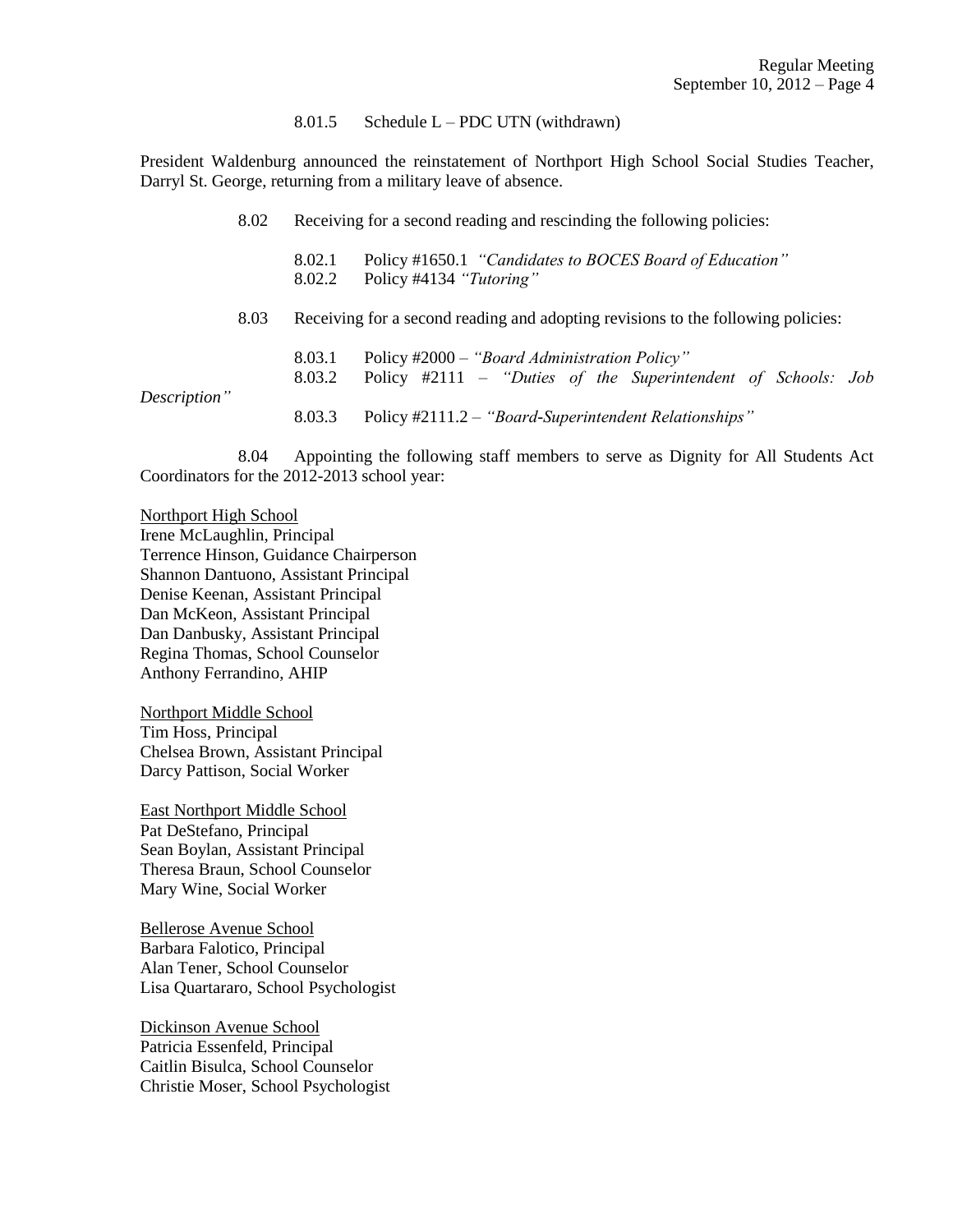8.01.5 Schedule L – PDC UTN (withdrawn)

President Waldenburg announced the reinstatement of Northport High School Social Studies Teacher, Darryl St. George, returning from a military leave of absence.

8.02 Receiving for a second reading and rescinding the following policies:

8.02.1 Policy #1650.1 *"Candidates to BOCES Board of Education"*
8.02.2 Policy #4134 *"Tutoring"*

8.03 Receiving for a second reading and adopting revisions to the following policies:

8.03.1 Policy #2000 – *"Board Administration Policy"*
8.03.2 Policy #2111 – *"Duties of the Superintendent of Schools: Job Description"*
8.03.3 Policy #2111.2 – *"Board-Superintendent Relationships"*

8.04 Appointing the following staff members to serve as Dignity for All Students Act Coordinators for the 2012-2013 school year:

<u>Northport High School</u>
Irene McLaughlin, Principal
Terrence Hinson, Guidance Chairperson
Shannon Dantuono, Assistant Principal
Denise Keenan, Assistant Principal
Dan McKeon, Assistant Principal
Dan Danbusky, Assistant Principal
Regina Thomas, School Counselor
Anthony Ferrandino, AHIP

<u>Northport Middle School</u>
Tim Hoss, Principal
Chelsea Brown, Assistant Principal
Darcy Pattison, Social Worker

<u>East Northport Middle School</u>
Pat DeStefano, Principal
Sean Boylan, Assistant Principal
Theresa Braun, School Counselor
Mary Wine, Social Worker

<u>Bellerose Avenue School</u>
Barbara Falotico, Principal
Alan Tener, School Counselor
Lisa Quartararo, School Psychologist

<u>Dickinson Avenue School</u>
Patricia Essenfeld, Principal
Caitlin Bisulca, School Counselor
Christie Moser, School Psychologist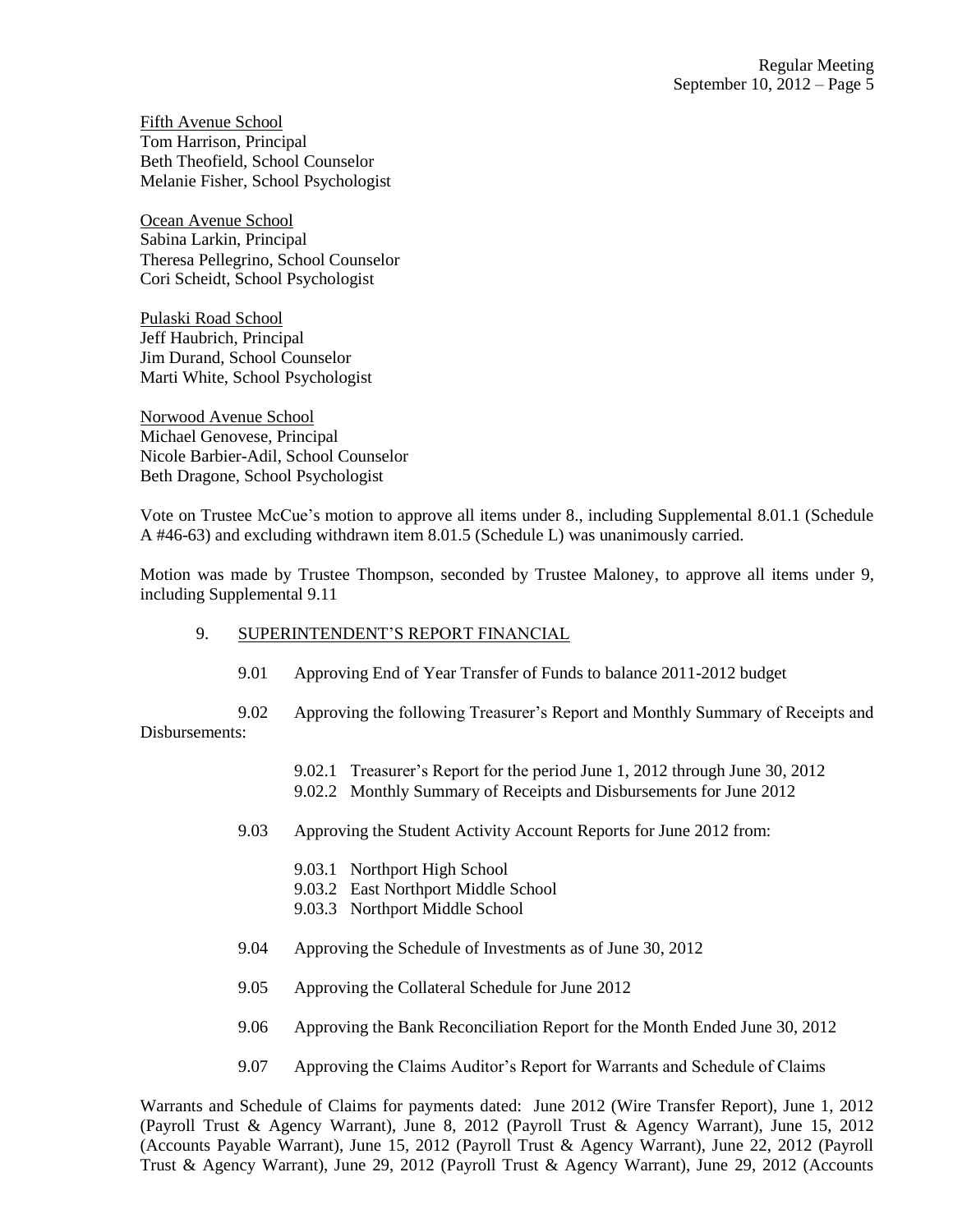<u>Fifth Avenue School</u>
Tom Harrison, Principal
Beth Theofield, School Counselor
Melanie Fisher, School Psychologist

<u>Ocean Avenue School</u>
Sabina Larkin, Principal
Theresa Pellegrino, School Counselor
Cori Scheidt, School Psychologist

<u>Pulaski Road School</u>
Jeff Haubrich, Principal
Jim Durand, School Counselor
Marti White, School Psychologist

<u>Norwood Avenue School</u>
Michael Genovese, Principal
Nicole Barbier-Adil, School Counselor
Beth Dragone, School Psychologist

Vote on Trustee McCue's motion to approve all items under 8., including Supplemental 8.01.1 (Schedule A #46-63) and excluding withdrawn item 8.01.5 (Schedule L) was unanimously carried.

Motion was made by Trustee Thompson, seconded by Trustee Maloney, to approve all items under 9, including Supplemental 9.11

9. <u>SUPERINTENDENT'S REPORT FINANCIAL</u>

9.01 Approving End of Year Transfer of Funds to balance 2011-2012 budget

9.02 Approving the following Treasurer's Report and Monthly Summary of Receipts and Disbursements:

- 9.02.1 Treasurer's Report for the period June 1, 2012 through June 30, 2012
- 9.02.2 Monthly Summary of Receipts and Disbursements for June 2012

9.03 Approving the Student Activity Account Reports for June 2012 from:

- 9.03.1 Northport High School
- 9.03.2 East Northport Middle School
- 9.03.3 Northport Middle School

9.04 Approving the Schedule of Investments as of June 30, 2012

9.05 Approving the Collateral Schedule for June 2012

9.06 Approving the Bank Reconciliation Report for the Month Ended June 30, 2012

9.07 Approving the Claims Auditor's Report for Warrants and Schedule of Claims

Warrants and Schedule of Claims for payments dated: June 2012 (Wire Transfer Report), June 1, 2012 (Payroll Trust & Agency Warrant), June 8, 2012 (Payroll Trust & Agency Warrant), June 15, 2012 (Accounts Payable Warrant), June 15, 2012 (Payroll Trust & Agency Warrant), June 22, 2012 (Payroll Trust & Agency Warrant), June 29, 2012 (Payroll Trust & Agency Warrant), June 29, 2012 (Accounts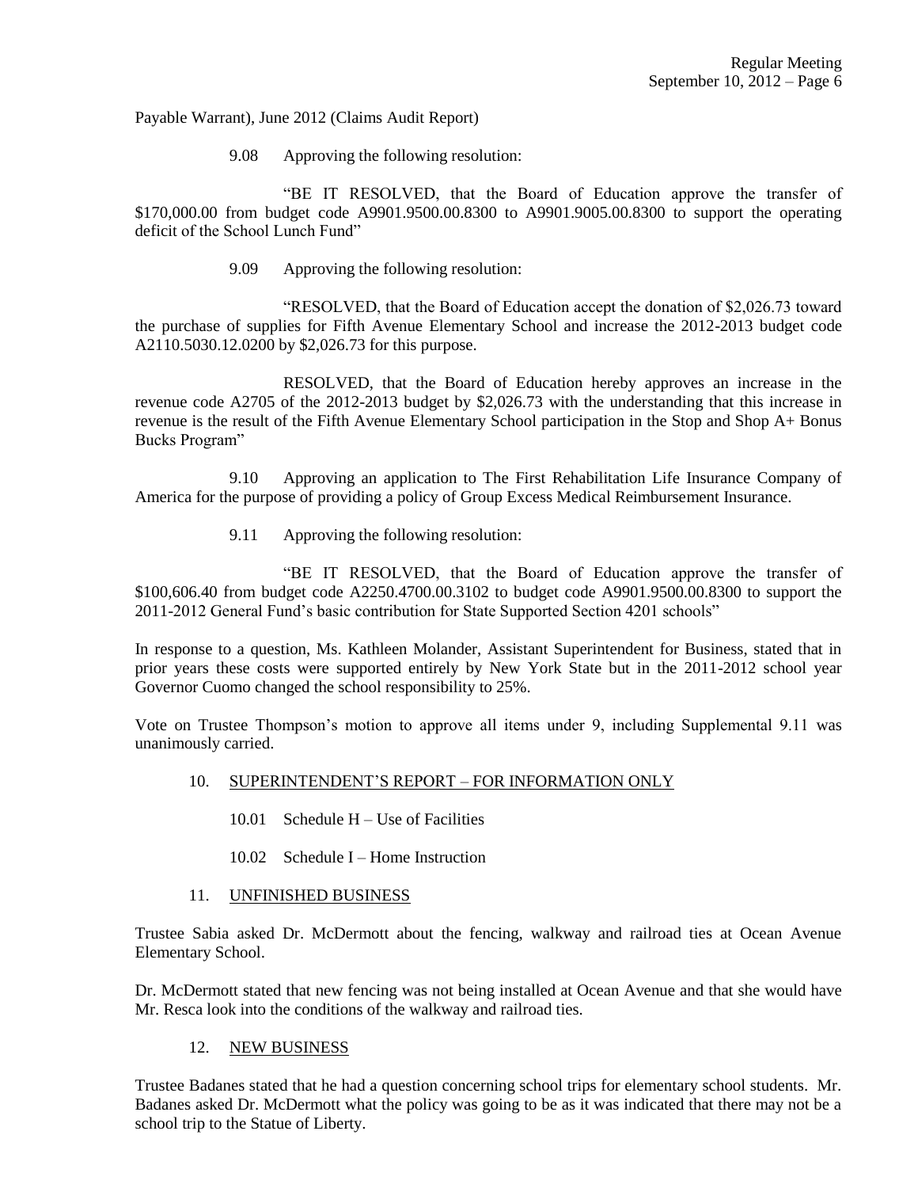Payable Warrant), June 2012 (Claims Audit Report)

9.08 Approving the following resolution:

"BE IT RESOLVED, that the Board of Education approve the transfer of $170,000.00 from budget code A9901.9500.00.8300 to A9901.9005.00.8300 to support the operating deficit of the School Lunch Fund"

9.09 Approving the following resolution:

"RESOLVED, that the Board of Education accept the donation of $2,026.73 toward the purchase of supplies for Fifth Avenue Elementary School and increase the 2012-2013 budget code A2110.5030.12.0200 by $2,026.73 for this purpose.

RESOLVED, that the Board of Education hereby approves an increase in the revenue code A2705 of the 2012-2013 budget by $2,026.73 with the understanding that this increase in revenue is the result of the Fifth Avenue Elementary School participation in the Stop and Shop A+ Bonus Bucks Program"

9.10 Approving an application to The First Rehabilitation Life Insurance Company of America for the purpose of providing a policy of Group Excess Medical Reimbursement Insurance.

9.11 Approving the following resolution:

"BE IT RESOLVED, that the Board of Education approve the transfer of $100,606.40 from budget code A2250.4700.00.3102 to budget code A9901.9500.00.8300 to support the 2011-2012 General Fund's basic contribution for State Supported Section 4201 schools"

In response to a question, Ms. Kathleen Molander, Assistant Superintendent for Business, stated that in prior years these costs were supported entirely by New York State but in the 2011-2012 school year Governor Cuomo changed the school responsibility to 25%.

Vote on Trustee Thompson's motion to approve all items under 9, including Supplemental 9.11 was unanimously carried.

10. <u>SUPERINTENDENT'S REPORT – FOR INFORMATION ONLY</u>

10.01 Schedule H – Use of Facilities

10.02 Schedule I – Home Instruction

11. <u>UNFINISHED BUSINESS</u>

Trustee Sabia asked Dr. McDermott about the fencing, walkway and railroad ties at Ocean Avenue Elementary School.

Dr. McDermott stated that new fencing was not being installed at Ocean Avenue and that she would have Mr. Resca look into the conditions of the walkway and railroad ties.

12. <u>NEW BUSINESS</u>

Trustee Badanes stated that he had a question concerning school trips for elementary school students. Mr. Badanes asked Dr. McDermott what the policy was going to be as it was indicated that there may not be a school trip to the Statue of Liberty.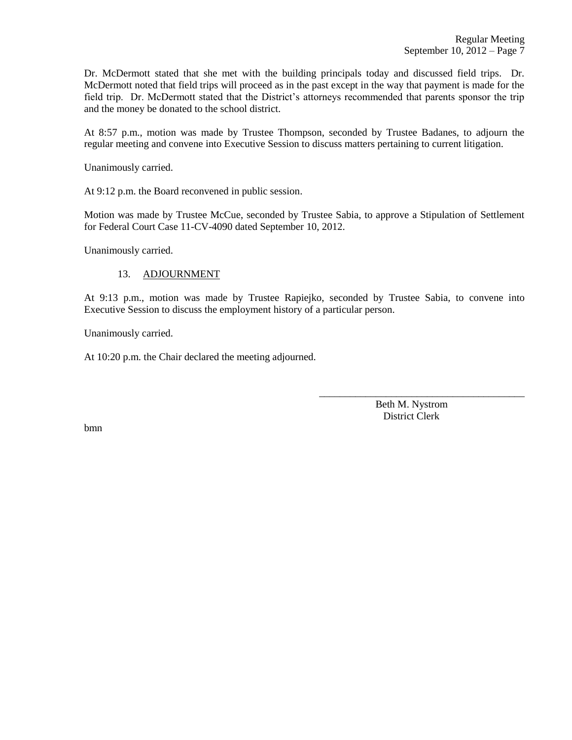Dr. McDermott stated that she met with the building principals today and discussed field trips. Dr. McDermott noted that field trips will proceed as in the past except in the way that payment is made for the field trip. Dr. McDermott stated that the District's attorneys recommended that parents sponsor the trip and the money be donated to the school district.

At 8:57 p.m., motion was made by Trustee Thompson, seconded by Trustee Badanes, to adjourn the regular meeting and convene into Executive Session to discuss matters pertaining to current litigation.

Unanimously carried.

At 9:12 p.m. the Board reconvened in public session.

Motion was made by Trustee McCue, seconded by Trustee Sabia, to approve a Stipulation of Settlement for Federal Court Case 11-CV-4090 dated September 10, 2012.

Unanimously carried.

13. ADJOURNMENT

At 9:13 p.m., motion was made by Trustee Rapiejko, seconded by Trustee Sabia, to convene into Executive Session to discuss the employment history of a particular person.

Unanimously carried.

At 10:20 p.m. the Chair declared the meeting adjourned.

\_\_\_\_\_\_\_\_\_\_\_\_\_\_\_\_\_\_\_\_\_\_\_\_\_\_\_\_\_\_\_\_\_\_\_\_\_\_\_\_

Beth M. Nystrom
District Clerk

bmn